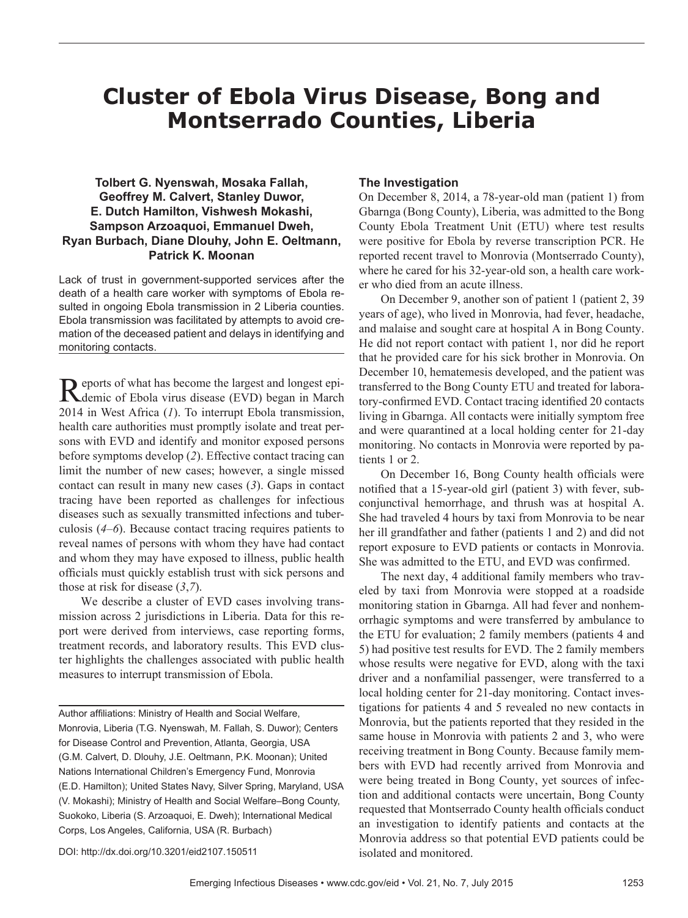# Cluster of Ebola Virus Disease, Bong and Montserrado Counties, Liberia

**Tolbert G. Nyenswah, Mosaka Fallah, Geoffrey M. Calvert, Stanley Duwor, E. Dutch Hamilton, Vishwesh Mokashi, Sampson Arzoaquoi, Emmanuel Dweh, Ryan Burbach, Diane Dlouhy, John E. Oeltmann, Patrick K. Moonan**

Lack of trust in government-supported services after the death of a health care worker with symptoms of Ebola resulted in ongoing Ebola transmission in 2 Liberia counties. Ebola transmission was facilitated by attempts to avoid cremation of the deceased patient and delays in identifying and monitoring contacts.

Reports of what has become the largest and longest epidemic of Ebola virus disease (EVD) began in March 2014 in West Africa (*1*). To interrupt Ebola transmission, health care authorities must promptly isolate and treat persons with EVD and identify and monitor exposed persons before symptoms develop (*2*). Effective contact tracing can limit the number of new cases; however, a single missed contact can result in many new cases (*3*). Gaps in contact tracing have been reported as challenges for infectious diseases such as sexually transmitted infections and tuberculosis (*4–6*). Because contact tracing requires patients to reveal names of persons with whom they have had contact and whom they may have exposed to illness, public health officials must quickly establish trust with sick persons and those at risk for disease (*3*,*7*).

We describe a cluster of EVD cases involving transmission across 2 jurisdictions in Liberia. Data for this report were derived from interviews, case reporting forms, treatment records, and laboratory results. This EVD cluster highlights the challenges associated with public health measures to interrupt transmission of Ebola.

Author affiliations: Ministry of Health and Social Welfare, Monrovia, Liberia (T.G. Nyenswah, M. Fallah, S. Duwor); Centers for Disease Control and Prevention, Atlanta, Georgia, USA (G.M. Calvert, D. Dlouhy, J.E. Oeltmann, P.K. Moonan); United Nations International Children's Emergency Fund, Monrovia (E.D. Hamilton); United States Navy, Silver Spring, Maryland, USA (V. Mokashi); Ministry of Health and Social Welfare–Bong County, Suokoko, Liberia (S. Arzoaquoi, E. Dweh); International Medical Corps, Los Angeles, California, USA (R. Burbach)

DOI: http://dx.doi.org/10.3201/eid2107.150511

## The Investigation

On December 8, 2014, a 78-year-old man (patient 1) from Gbarnga (Bong County), Liberia, was admitted to the Bong County Ebola Treatment Unit (ETU) where test results were positive for Ebola by reverse transcription PCR. He reported recent travel to Monrovia (Montserrado County), where he cared for his 32-year-old son, a health care worker who died from an acute illness.

On December 9, another son of patient 1 (patient 2, 39 years of age), who lived in Monrovia, had fever, headache, and malaise and sought care at hospital A in Bong County. He did not report contact with patient 1, nor did he report that he provided care for his sick brother in Monrovia. On December 10, hematemesis developed, and the patient was transferred to the Bong County ETU and treated for laboratory-confirmed EVD. Contact tracing identified 20 contacts living in Gbarnga. All contacts were initially symptom free and were quarantined at a local holding center for 21-day monitoring. No contacts in Monrovia were reported by patients 1 or 2.

On December 16, Bong County health officials were notified that a 15-year-old girl (patient 3) with fever, subconjunctival hemorrhage, and thrush was at hospital A. She had traveled 4 hours by taxi from Monrovia to be near her ill grandfather and father (patients 1 and 2) and did not report exposure to EVD patients or contacts in Monrovia. She was admitted to the ETU, and EVD was confirmed.

The next day, 4 additional family members who traveled by taxi from Monrovia were stopped at a roadside monitoring station in Gbarnga. All had fever and nonhemorrhagic symptoms and were transferred by ambulance to the ETU for evaluation; 2 family members (patients 4 and 5) had positive test results for EVD. The 2 family members whose results were negative for EVD, along with the taxi driver and a nonfamilial passenger, were transferred to a local holding center for 21-day monitoring. Contact investigations for patients 4 and 5 revealed no new contacts in Monrovia, but the patients reported that they resided in the same house in Monrovia with patients 2 and 3, who were receiving treatment in Bong County. Because family members with EVD had recently arrived from Monrovia and were being treated in Bong County, yet sources of infection and additional contacts were uncertain, Bong County requested that Montserrado County health officials conduct an investigation to identify patients and contacts at the Monrovia address so that potential EVD patients could be isolated and monitored.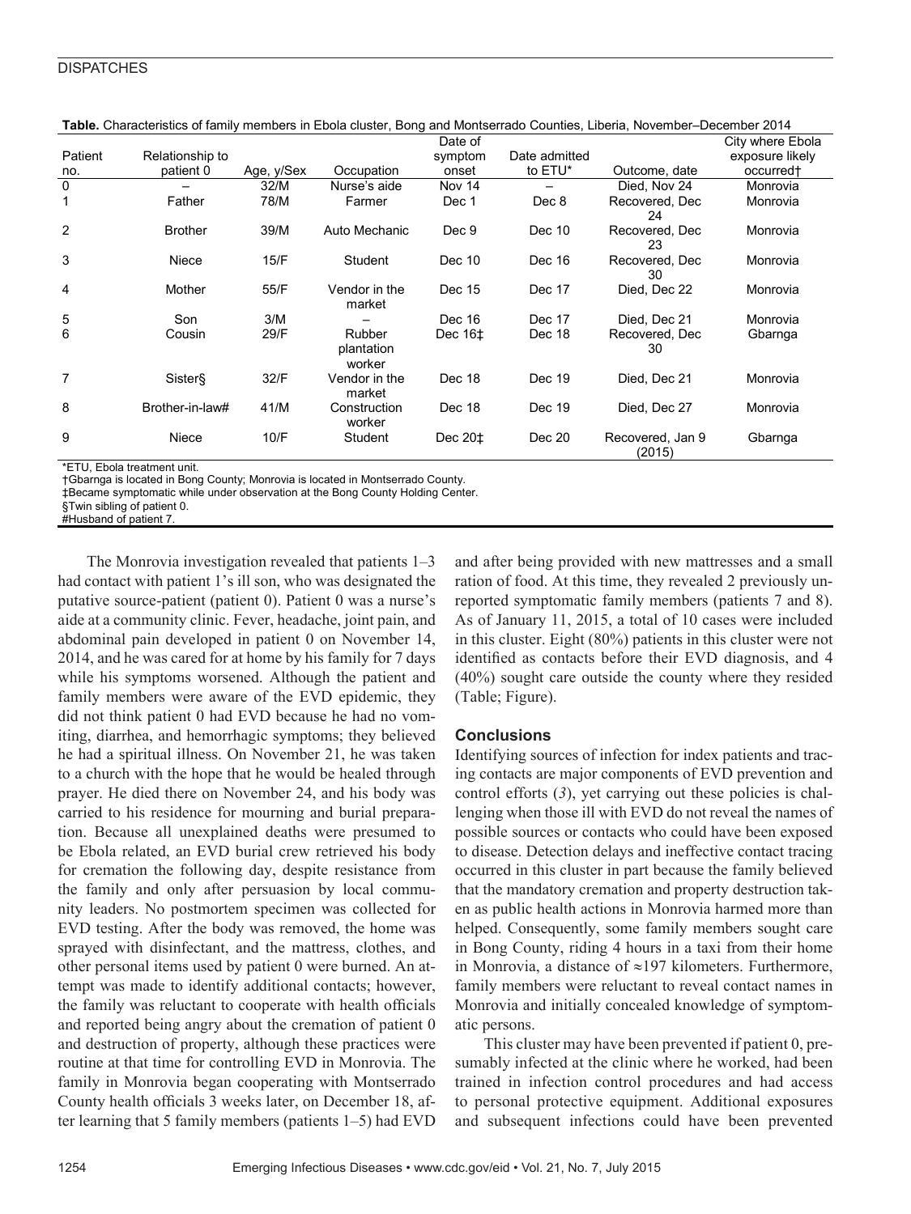**Table.** Characteristics of family members in Ebola cluster, Bong and Montserrado Counties, Liberia, November–December 2014

| Patient no. | Relationship to patient 0 | Age, y/Sex | Occupation | Date of symptom onset | Date admitted to ETU* | Outcome, date | City where Ebola exposure likely occurred† |
|---|---|---|---|---|---|---|---|
| 0 | – | 32/M | Nurse's aide | Nov 14 | – | Died, Nov 24 | Monrovia |
| 1 | Father | 78/M | Farmer | Dec 1 | Dec 8 | Recovered, Dec 24 | Monrovia |
| 2 | Brother | 39/M | Auto Mechanic | Dec 9 | Dec 10 | Recovered, Dec 23 | Monrovia |
| 3 | Niece | 15/F | Student | Dec 10 | Dec 16 | Recovered, Dec 30 | Monrovia |
| 4 | Mother | 55/F | Vendor in the market | Dec 15 | Dec 17 | Died, Dec 22 | Monrovia |
| 5 | Son | 3/M | – | Dec 16 | Dec 17 | Died, Dec 21 | Monrovia |
| 6 | Cousin | 29/F | Rubber plantation worker | Dec 16‡ | Dec 18 | Recovered, Dec 30 | Gbarnga |
| 7 | Sister§ | 32/F | Vendor in the market | Dec 18 | Dec 19 | Died, Dec 21 | Monrovia |
| 8 | Brother-in-law# | 41/M | Construction worker | Dec 18 | Dec 19 | Died, Dec 27 | Monrovia |
| 9 | Niece | 10/F | Student | Dec 20‡ | Dec 20 | Recovered, Jan 9 (2015) | Gbarnga |

*ETU, Ebola treatment unit.
†Gbarnga is located in Bong County; Monrovia is located in Montserrado County.
‡Became symptomatic while under observation at the Bong County Holding Center.
§Twin sibling of patient 0.
#Husband of patient 7.

The Monrovia investigation revealed that patients 1–3 had contact with patient 1's ill son, who was designated the putative source-patient (patient 0). Patient 0 was a nurse's aide at a community clinic. Fever, headache, joint pain, and abdominal pain developed in patient 0 on November 14, 2014, and he was cared for at home by his family for 7 days while his symptoms worsened. Although the patient and family members were aware of the EVD epidemic, they did not think patient 0 had EVD because he had no vomiting, diarrhea, and hemorrhagic symptoms; they believed he had a spiritual illness. On November 21, he was taken to a church with the hope that he would be healed through prayer. He died there on November 24, and his body was carried to his residence for mourning and burial preparation. Because all unexplained deaths were presumed to be Ebola related, an EVD burial crew retrieved his body for cremation the following day, despite resistance from the family and only after persuasion by local community leaders. No postmortem specimen was collected for EVD testing. After the body was removed, the home was sprayed with disinfectant, and the mattress, clothes, and other personal items used by patient 0 were burned. An attempt was made to identify additional contacts; however, the family was reluctant to cooperate with health officials and reported being angry about the cremation of patient 0 and destruction of property, although these practices were routine at that time for controlling EVD in Monrovia. The family in Monrovia began cooperating with Montserrado County health officials 3 weeks later, on December 18, after learning that 5 family members (patients 1–5) had EVD and after being provided with new mattresses and a small ration of food. At this time, they revealed 2 previously unreported symptomatic family members (patients 7 and 8). As of January 11, 2015, a total of 10 cases were included in this cluster. Eight (80%) patients in this cluster were not identified as contacts before their EVD diagnosis, and 4 (40%) sought care outside the county where they resided (Table; Figure).

## Conclusions

Identifying sources of infection for index patients and tracing contacts are major components of EVD prevention and control efforts (*3*), yet carrying out these policies is challenging when those ill with EVD do not reveal the names of possible sources or contacts who could have been exposed to disease. Detection delays and ineffective contact tracing occurred in this cluster in part because the family believed that the mandatory cremation and property destruction taken as public health actions in Monrovia harmed more than helped. Consequently, some family members sought care in Bong County, riding 4 hours in a taxi from their home in Monrovia, a distance of ≈197 kilometers. Furthermore, family members were reluctant to reveal contact names in Monrovia and initially concealed knowledge of symptomatic persons.

This cluster may have been prevented if patient 0, presumably infected at the clinic where he worked, had been trained in infection control procedures and had access to personal protective equipment. Additional exposures and subsequent infections could have been prevented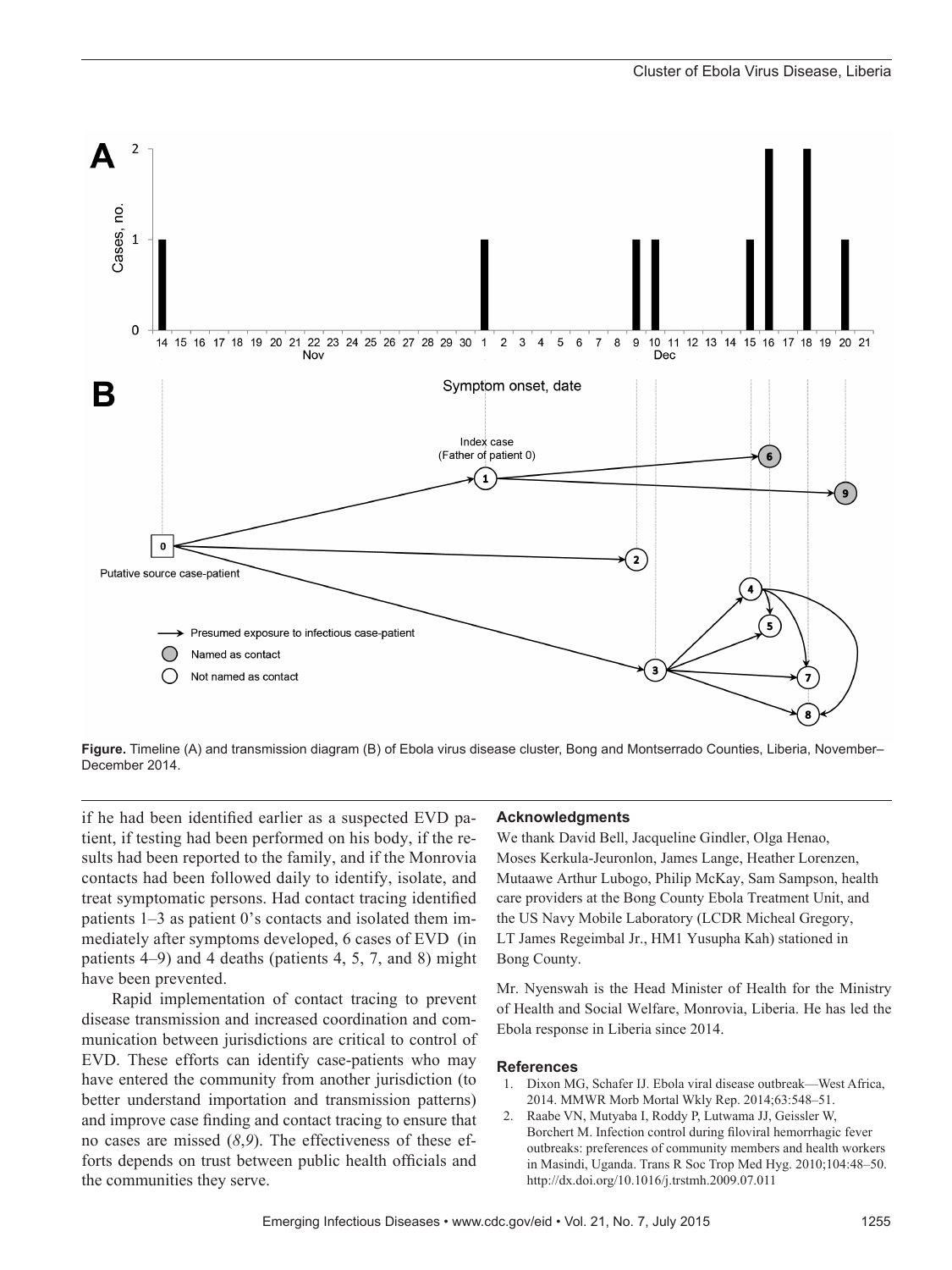**Figure.** Timeline (A) and transmission diagram (B) of Ebola virus disease cluster, Bong and Montserrado Counties, Liberia, November–December 2014.

if he had been identified earlier as a suspected EVD patient, if testing had been performed on his body, if the results had been reported to the family, and if the Monrovia contacts had been followed daily to identify, isolate, and treat symptomatic persons. Had contact tracing identified patients 1–3 as patient 0's contacts and isolated them immediately after symptoms developed, 6 cases of EVD (in patients 4–9) and 4 deaths (patients 4, 5, 7, and 8) might have been prevented.

Rapid implementation of contact tracing to prevent disease transmission and increased coordination and communication between jurisdictions are critical to control of EVD. These efforts can identify case-patients who may have entered the community from another jurisdiction (to better understand importation and transmission patterns) and improve case finding and contact tracing to ensure that no cases are missed (*8*,*9*). The effectiveness of these efforts depends on trust between public health officials and the communities they serve.

### Acknowledgments

We thank David Bell, Jacqueline Gindler, Olga Henao, Moses Kerkula-Jeuronlon, James Lange, Heather Lorenzen, Mutaawe Arthur Lubogo, Philip McKay, Sam Sampson, health care providers at the Bong County Ebola Treatment Unit, and the US Navy Mobile Laboratory (LCDR Micheal Gregory, LT James Regeimbal Jr., HM1 Yusupha Kah) stationed in Bong County.

Mr. Nyenswah is the Head Minister of Health for the Ministry of Health and Social Welfare, Monrovia, Liberia. He has led the Ebola response in Liberia since 2014.

### References

1. Dixon MG, Schafer IJ. Ebola viral disease outbreak—West Africa, 2014. MMWR Morb Mortal Wkly Rep. 2014;63:548–51.
2. Raabe VN, Mutyaba I, Roddy P, Lutwama JJ, Geissler W, Borchert M. Infection control during filoviral hemorrhagic fever outbreaks: preferences of community members and health workers in Masindi, Uganda. Trans R Soc Trop Med Hyg. 2010;104:48–50. http://dx.doi.org/10.1016/j.trstmh.2009.07.011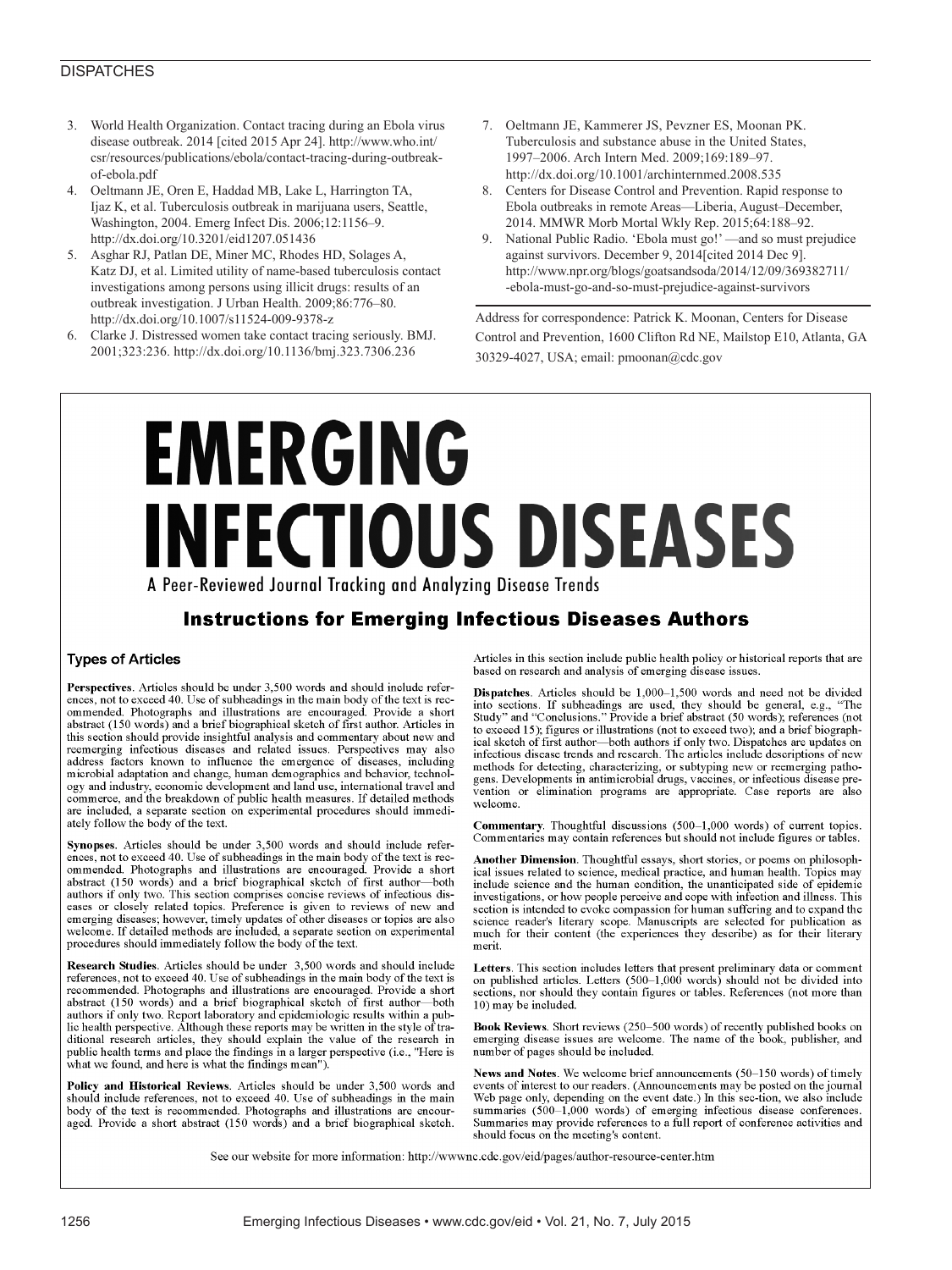3. World Health Organization. Contact tracing during an Ebola virus disease outbreak. 2014 [cited 2015 Apr 24]. http://www.who.int/csr/resources/publications/ebola/contact-tracing-during-outbreak-of-ebola.pdf
4. Oeltmann JE, Oren E, Haddad MB, Lake L, Harrington TA, Ijaz K, et al. Tuberculosis outbreak in marijuana users, Seattle, Washington, 2004. Emerg Infect Dis. 2006;12:1156–9. http://dx.doi.org/10.3201/eid1207.051436
5. Asghar RJ, Patlan DE, Miner MC, Rhodes HD, Solages A, Katz DJ, et al. Limited utility of name-based tuberculosis contact investigations among persons using illicit drugs: results of an outbreak investigation. J Urban Health. 2009;86:776–80. http://dx.doi.org/10.1007/s11524-009-9378-z
6. Clarke J. Distressed women take contact tracing seriously. BMJ. 2001;323:236. http://dx.doi.org/10.1136/bmj.323.7306.236
7. Oeltmann JE, Kammerer JS, Pevzner ES, Moonan PK. Tuberculosis and substance abuse in the United States, 1997–2006. Arch Intern Med. 2009;169:189–97. http://dx.doi.org/10.1001/archinternmed.2008.535
8. Centers for Disease Control and Prevention. Rapid response to Ebola outbreaks in remote Areas—Liberia, August–December, 2014. MMWR Morb Mortal Wkly Rep. 2015;64:188–92.
9. National Public Radio. 'Ebola must go!' —and so must prejudice against survivors. December 9, 2014[cited 2014 Dec 9]. http://www.npr.org/blogs/goatsandsoda/2014/12/09/369382711/-ebola-must-go-and-so-must-prejudice-against-survivors

Address for correspondence: Patrick K. Moonan, Centers for Disease Control and Prevention, 1600 Clifton Rd NE, Mailstop E10, Atlanta, GA 30329-4027, USA; email: pmoonan@cdc.gov

# EMERGING INFECTIOUS DISEASES

A Peer-Reviewed Journal Tracking and Analyzing Disease Trends

## Instructions for Emerging Infectious Diseases Authors

### Types of Articles

**Perspectives**. Articles should be under 3,500 words and should include references, not to exceed 40. Use of subheadings in the main body of the text is recommended. Photographs and illustrations are encouraged. Provide a short abstract (150 words) and a brief biographical sketch of first author. Articles in this section should provide insightful analysis and commentary about new and reemerging infectious diseases and related issues. Perspectives may also address factors known to influence the emergence of diseases, including microbial adaptation and change, human demographics and behavior, technology and industry, economic development and land use, international travel and commerce, and the breakdown of public health measures. If detailed methods are included, a separate section on experimental procedures should immediately follow the body of the text.

**Synopses**. Articles should be under 3,500 words and should include references, not to exceed 40. Use of subheadings in the main body of the text is recommended. Photographs and illustrations are encouraged. Provide a short abstract (150 words) and a brief biographical sketch of first author—both authors if only two. This section comprises concise reviews of infectious diseases or closely related topics. Preference is given to reviews of new and emerging diseases; however, timely updates of other diseases or topics are also welcome. If detailed methods are included, a separate section on experimental procedures should immediately follow the body of the text.

**Research Studies**. Articles should be under 3,500 words and should include references, not to exceed 40. Use of subheadings in the main body of the text is recommended. Photographs and illustrations are encouraged. Provide a short abstract (150 words) and a brief biographical sketch of first author—both authors if only two. Report laboratory and epidemiologic results within a public health perspective. Although these reports may be written in the style of traditional research articles, they should explain the value of the research in public health terms and place the findings in a larger perspective (i.e., "Here is what we found, and here is what the findings mean").

**Policy and Historical Reviews**. Articles should be under 3,500 words and should include references, not to exceed 40. Use of subheadings in the main body of the text is recommended. Photographs and illustrations are encouraged. Provide a short abstract (150 words) and a brief biographical sketch. Articles in this section include public health policy or historical reports that are based on research and analysis of emerging disease issues.

**Dispatches**. Articles should be 1,000–1,500 words and need not be divided into sections. If subheadings are used, they should be general, e.g., "The Study" and "Conclusions." Provide a brief abstract (50 words); references (not to exceed 15); figures or illustrations (not to exceed two); and a brief biographical sketch of first author—both authors if only two. Dispatches are updates on infectious disease trends and research. The articles include descriptions of new methods for detecting, characterizing, or subtyping new or reemerging pathogens. Developments in antimicrobial drugs, vaccines, or infectious disease prevention or elimination programs are appropriate. Case reports are also welcome.

**Commentary**. Thoughtful discussions (500–1,000 words) of current topics. Commentaries may contain references but should not include figures or tables.

**Another Dimension**. Thoughtful essays, short stories, or poems on philosophical issues related to science, medical practice, and human health. Topics may include science and the human condition, the unanticipated side of epidemic investigations, or how people perceive and cope with infection and illness. This section is intended to evoke compassion for human suffering and to expand the science reader's literary scope. Manuscripts are selected for publication as much for their content (the experiences they describe) as for their literary merit.

**Letters**. This section includes letters that present preliminary data or comment on published articles. Letters (500–1,000 words) should not be divided into sections, nor should they contain figures or tables. References (not more than 10) may be included.

**Book Reviews**. Short reviews (250–500 words) of recently published books on emerging disease issues are welcome. The name of the book, publisher, and number of pages should be included.

**News and Notes**. We welcome brief announcements (50–150 words) of timely events of interest to our readers. (Announcements may be posted on the journal Web page only, depending on the event date.) In this sec-tion, we also include summaries (500–1,000 words) of emerging infectious disease conferences. Summaries may provide references to a full report of conference activities and should focus on the meeting's content.

See our website for more information: http://wwwnc.cdc.gov/eid/pages/author-resource-center.htm